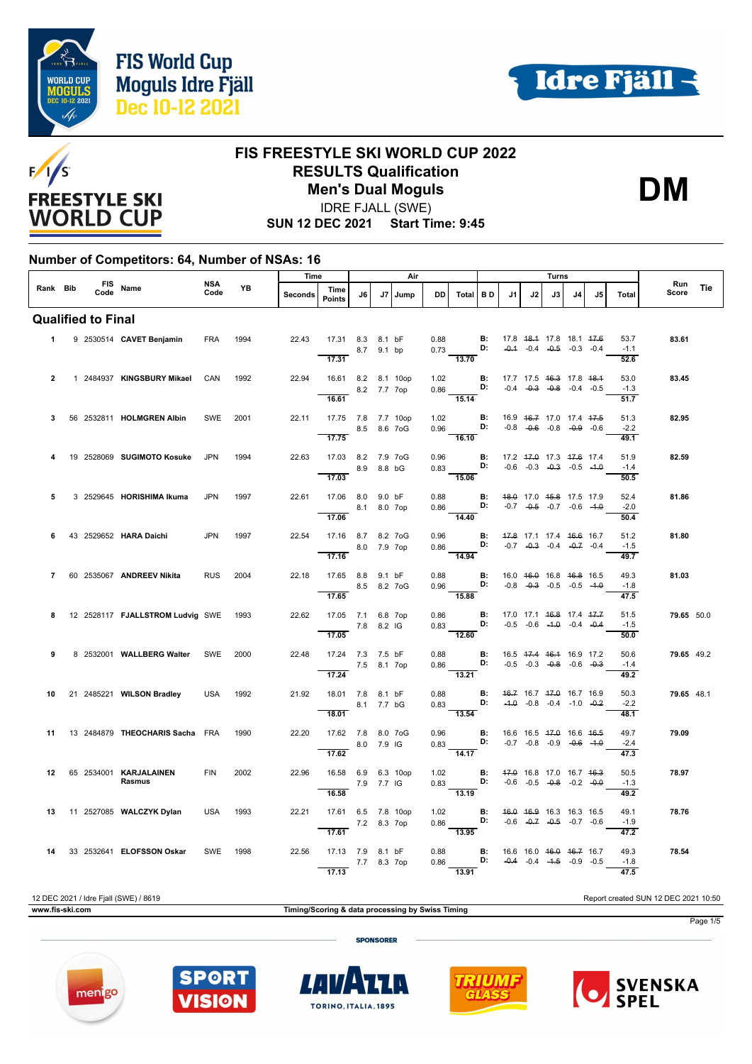# FIS World Cup Moguls Idre Fjäll Dec 10-12 2021

## FIS FREESTYLE SKI WORLD CUP 2022
## RESULTS Qualification
## Men's Dual Moguls

**DM**

IDRE FJALL (SWE)

**SUN 12 DEC 2021 Start Time: 9:45**

### Number of Competitors: 64, Number of NSAs: 16

| Rank | Bib | FIS Code | Name | NSA Code | YB | Seconds | Time Points | J6 | J7 | Jump | DD | Total | BD | J1 | J2 | J3 | J4 | J5 | Total | Run Score | Tie |
|---|---|---|---|---|---|---|---|---|---|---|---|---|---|---|---|---|---|---|---|---|---|
| **Qualified to Final** | | | | | | | | | | | | | | | | | | | | | |
| 1 | 9 | 2530514 | **CAVET Benjamin** | FRA | 1994 | 22.43 | 17.31 | 8.3 | 8.1 | bF | 0.88 | | B: | 17.8 | ~~18.1~~ | 17.8 | 18.1 | ~~17.6~~ | 53.7 | **83.61** | |
| | | | | | | | | 8.7 | 9.1 | bp | 0.73 | | D: | ~~-0.1~~ | -0.4 | ~~-0.5~~ | -0.3 | -0.4 | -1.1 | | |
| | | | | | | | 17.31 | | | | | 13.70 | | | | | | | 52.6 | | |
| 2 | 1 | 2484937 | **KINGSBURY Mikael** | CAN | 1992 | 22.94 | 16.61 | 8.2 | 8.1 | 10op | 1.02 | | B: | 17.7 | 17.5 | ~~16.3~~ | 17.8 | ~~18.1~~ | 53.0 | **83.45** | |
| | | | | | | | | 8.2 | 7.7 | 7op | 0.86 | | D: | -0.4 | ~~-0.3~~ | ~~-0.8~~ | -0.4 | -0.5 | -1.3 | | |
| | | | | | | | 16.61 | | | | | 15.14 | | | | | | | 51.7 | | |
| 3 | 56 | 2532811 | **HOLMGREN Albin** | SWE | 2001 | 22.11 | 17.75 | 7.8 | 7.7 | 10op | 1.02 | | B: | 16.9 | ~~16.7~~ | 17.0 | 17.4 | ~~17.5~~ | 51.3 | **82.95** | |
| | | | | | | | | 8.5 | 8.6 | 7oG | 0.96 | | D: | -0.8 | ~~-0.6~~ | -0.8 | ~~-0.9~~ | -0.6 | -2.2 | | |
| | | | | | | | 17.75 | | | | | 16.10 | | | | | | | 49.1 | | |
| 4 | 19 | 2528069 | **SUGIMOTO Kosuke** | JPN | 1994 | 22.63 | 17.03 | 8.2 | 7.9 | 7oG | 0.96 | | B: | 17.2 | ~~17.0~~ | 17.3 | ~~17.6~~ | 17.4 | 51.9 | **82.59** | |
| | | | | | | | | 8.9 | 8.8 | bG | 0.83 | | D: | -0.6 | -0.3 | ~~-0.3~~ | -0.5 | ~~-1.0~~ | -1.4 | | |
| | | | | | | | 17.03 | | | | | 15.06 | | | | | | | 50.5 | | |
| 5 | 3 | 2529645 | **HORISHIMA Ikuma** | JPN | 1997 | 22.61 | 17.06 | 8.0 | 9.0 | bF | 0.88 | | B: | ~~18.0~~ | 17.0 | ~~15.8~~ | 17.5 | 17.9 | 52.4 | **81.86** | |
| | | | | | | | | 8.1 | 8.0 | 7op | 0.86 | | D: | -0.7 | ~~-0.5~~ | -0.7 | -0.6 | ~~-1.0~~ | -2.0 | | |
| | | | | | | | 17.06 | | | | | 14.40 | | | | | | | 50.4 | | |
| 6 | 43 | 2529652 | **HARA Daichi** | JPN | 1997 | 22.54 | 17.16 | 8.7 | 8.2 | 7oG | 0.96 | | B: | ~~17.8~~ | 17.1 | 17.4 | ~~16.6~~ | 16.7 | 51.2 | **81.80** | |
| | | | | | | | | 8.0 | 7.9 | 7op | 0.86 | | D: | -0.7 | ~~-0.3~~ | -0.4 | ~~-0.7~~ | -0.4 | -1.5 | | |
| | | | | | | | 17.16 | | | | | 14.94 | | | | | | | 49.7 | | |
| 7 | 60 | 2535067 | **ANDREEV Nikita** | RUS | 2004 | 22.18 | 17.65 | 8.8 | 9.1 | bF | 0.88 | | B: | 16.0 | ~~16.0~~ | 16.8 | ~~16.8~~ | 16.5 | 49.3 | **81.03** | |
| | | | | | | | | 8.5 | 8.2 | 7oG | 0.96 | | D: | -0.8 | ~~-0.3~~ | -0.5 | -0.5 | ~~-1.0~~ | -1.8 | | |
| | | | | | | | 17.65 | | | | | 15.88 | | | | | | | 47.5 | | |
| 8 | 12 | 2528117 | **FJALLSTROM Ludvig** | SWE | 1993 | 22.62 | 17.05 | 7.1 | 6.8 | 7op | 0.86 | | B: | 17.0 | 17.1 | ~~16.8~~ | 17.4 | ~~17.7~~ | 51.5 | **79.65** | 50.0 |
| | | | | | | | | 7.8 | 8.2 | IG | 0.83 | | D: | -0.5 | -0.6 | ~~-1.0~~ | -0.4 | ~~-0.4~~ | -1.5 | | |
| | | | | | | | 17.05 | | | | | 12.60 | | | | | | | 50.0 | | |
| 9 | 8 | 2532001 | **WALLBERG Walter** | SWE | 2000 | 22.48 | 17.24 | 7.3 | 7.5 | bF | 0.88 | | B: | 16.5 | ~~17.4~~ | ~~16.1~~ | 16.9 | 17.2 | 50.6 | **79.65** | 49.2 |
| | | | | | | | | 7.5 | 8.1 | 7op | 0.86 | | D: | -0.5 | -0.3 | ~~-0.8~~ | -0.6 | ~~-0.3~~ | -1.4 | | |
| | | | | | | | 17.24 | | | | | 13.21 | | | | | | | 49.2 | | |
| 10 | 21 | 2485221 | **WILSON Bradley** | USA | 1992 | 21.92 | 18.01 | 7.8 | 8.1 | bF | 0.88 | | B: | ~~16.7~~ | 16.7 | ~~17.0~~ | 16.7 | 16.9 | 50.3 | **79.65** | 48.1 |
| | | | | | | | | 8.1 | 7.7 | bG | 0.83 | | D: | ~~-1.0~~ | -0.8 | -0.4 | -1.0 | ~~-0.2~~ | -2.2 | | |
| | | | | | | | 18.01 | | | | | 13.54 | | | | | | | 48.1 | | |
| 11 | 13 | 2484879 | **THEOCHARIS Sacha** | FRA | 1990 | 22.20 | 17.62 | 7.8 | 8.0 | 7oG | 0.96 | | B: | 16.6 | 16.5 | ~~17.0~~ | 16.6 | ~~16.5~~ | 49.7 | **79.09** | |
| | | | | | | | | 8.0 | 7.9 | IG | 0.83 | | D: | -0.7 | -0.8 | -0.9 | ~~-0.6~~ | ~~-1.0~~ | -2.4 | | |
| | | | | | | | 17.62 | | | | | 14.17 | | | | | | | 47.3 | | |
| 12 | 65 | 2534001 | **KARJALAINEN Rasmus** | FIN | 2002 | 22.96 | 16.58 | 6.9 | 6.3 | 10op | 1.02 | | B: | ~~17.0~~ | 16.8 | 17.0 | 16.7 | ~~16.3~~ | 50.5 | **78.97** | |
| | | | | | | | | 7.9 | 7.7 | IG | 0.83 | | D: | -0.6 | -0.5 | ~~-0.8~~ | -0.2 | ~~-0.0~~ | -1.3 | | |
| | | | | | | | 16.58 | | | | | 13.19 | | | | | | | 49.2 | | |
| 13 | 11 | 2527085 | **WALCZYK Dylan** | USA | 1993 | 22.21 | 17.61 | 6.5 | 7.8 | 10op | 1.02 | | B: | ~~16.0~~ | ~~16.9~~ | 16.3 | 16.3 | 16.5 | 49.1 | **78.76** | |
| | | | | | | | | 7.2 | 8.3 | 7op | 0.86 | | D: | -0.6 | ~~-0.7~~ | ~~-0.5~~ | -0.7 | -0.6 | -1.9 | | |
| | | | | | | | 17.61 | | | | | 13.95 | | | | | | | 47.2 | | |
| 14 | 33 | 2532641 | **ELOFSSON Oskar** | SWE | 1998 | 22.56 | 17.13 | 7.9 | 8.1 | bF | 0.88 | | B: | 16.6 | 16.0 | ~~16.0~~ | ~~16.7~~ | 16.7 | 49.3 | **78.54** | |
| | | | | | | | | 7.7 | 8.3 | 7op | 0.86 | | D: | ~~-0.4~~ | -0.4 | ~~-1.5~~ | -0.9 | -0.5 | -1.8 | | |
| | | | | | | | 17.13 | | | | | 13.91 | | | | | | | 47.5 | | |

12 DEC 2021 / Idre Fjall (SWE) / 8619

Report created SUN 12 DEC 2021 10:50

www.fis-ski.com

Timing/Scoring & data processing by Swiss Timing

SPONSORER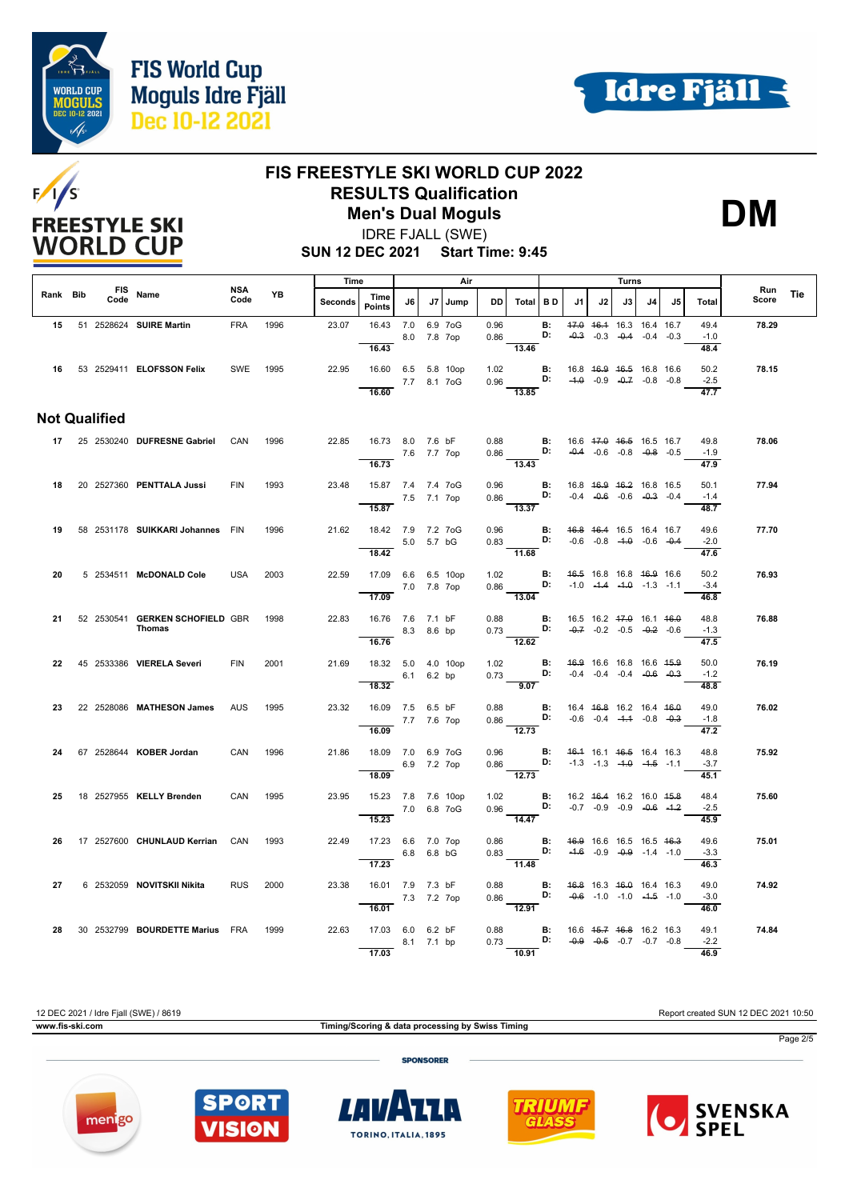# FIS World Cup Moguls Idre Fjäll Dec 10-12 2021

## FIS FREESTYLE SKI WORLD CUP 2022
## RESULTS Qualification
## Men's Dual Moguls

**DM**

IDRE FJALL (SWE)

**SUN 12 DEC 2021 Start Time: 9:45**

| Rank | Bib | FIS Code | Name | NSA Code | YB | Time Seconds | Time Points | Air J6 | Air J7 | Jump | DD | Air Total | B D | Turns J1 | J2 | J3 | J4 | J5 | Turns Total | Run Score | Tie |
|---|---|---|---|---|---|---|---|---|---|---|---|---|---|---|---|---|---|---|---|---|---|
| 15 | 51 | 2528624 | SUIRE Martin | FRA | 1996 | 23.07 | 16.43 | 7.0 | 6.9 | 7oG | 0.96 | | B: | ~~17.0~~ | ~~16.1~~ | 16.3 | 16.4 | 16.7 | 49.4 | 78.29 | |
| | | | | | | | | 8.0 | 7.8 | 7op | 0.86 | | D: | ~~-0.3~~ | -0.3 | ~~-0.4~~ | -0.4 | -0.3 | -1.0 | | |
| | | | | | | | 16.43 | | | | | 13.46 | | | | | | | 48.4 | | |
| 16 | 53 | 2529411 | ELOFSSON Felix | SWE | 1995 | 22.95 | 16.60 | 6.5 | 5.8 | 10op | 1.02 | | B: | 16.8 | ~~16.9~~ | ~~16.5~~ | 16.8 | 16.6 | 50.2 | 78.15 | |
| | | | | | | | | 7.7 | 8.1 | 7oG | 0.96 | | D: | ~~-1.0~~ | -0.9 | ~~-0.7~~ | -0.8 | -0.8 | -2.5 | | |
| | | | | | | | 16.60 | | | | | 13.85 | | | | | | | 47.7 | | |

## Not Qualified

| Rank | Bib | FIS Code | Name | NSA Code | YB | Time Seconds | Time Points | Air J6 | Air J7 | Jump | DD | Air Total | B D | Turns J1 | J2 | J3 | J4 | J5 | Turns Total | Run Score | Tie |
|---|---|---|---|---|---|---|---|---|---|---|---|---|---|---|---|---|---|---|---|---|---|
| 17 | 25 | 2530240 | DUFRESNE Gabriel | CAN | 1996 | 22.85 | 16.73 | 8.0 | 7.6 | bF | 0.88 | | B: | 16.6 | ~~17.0~~ | ~~16.5~~ | 16.5 | 16.7 | 49.8 | 78.06 | |
| | | | | | | | | 7.6 | 7.7 | 7op | 0.86 | | D: | ~~-0.4~~ | -0.6 | -0.8 | ~~-0.8~~ | -0.5 | -1.9 | | |
| | | | | | | | 16.73 | | | | | 13.43 | | | | | | | 47.9 | | |
| 18 | 20 | 2527360 | PENTTALA Jussi | FIN | 1993 | 23.48 | 15.87 | 7.4 | 7.4 | 7oG | 0.96 | | B: | 16.8 | ~~16.9~~ | ~~16.2~~ | 16.8 | 16.5 | 50.1 | 77.94 | |
| | | | | | | | | 7.5 | 7.1 | 7op | 0.86 | | D: | -0.4 | ~~-0.6~~ | -0.6 | ~~-0.3~~ | -0.4 | -1.4 | | |
| | | | | | | | 15.87 | | | | | 13.37 | | | | | | | 48.7 | | |
| 19 | 58 | 2531178 | SUIKKARI Johannes | FIN | 1996 | 21.62 | 18.42 | 7.9 | 7.2 | 7oG | 0.96 | | B: | ~~16.8~~ | ~~16.4~~ | 16.5 | 16.4 | 16.7 | 49.6 | 77.70 | |
| | | | | | | | | 5.0 | 5.7 | bG | 0.83 | | D: | -0.6 | -0.8 | ~~-1.0~~ | -0.6 | ~~-0.4~~ | -2.0 | | |
| | | | | | | | 18.42 | | | | | 11.68 | | | | | | | 47.6 | | |
| 20 | 5 | 2534511 | McDONALD Cole | USA | 2003 | 22.59 | 17.09 | 6.6 | 6.5 | 10op | 1.02 | | B: | ~~16.5~~ | 16.8 | 16.8 | ~~16.9~~ | 16.6 | 50.2 | 76.93 | |
| | | | | | | | | 7.0 | 7.8 | 7op | 0.86 | | D: | -1.0 | ~~-1.4~~ | ~~-1.0~~ | -1.3 | -1.1 | -3.4 | | |
| | | | | | | | 17.09 | | | | | 13.04 | | | | | | | 46.8 | | |
| 21 | 52 | 2530541 | GERKEN SCHOFIELD Thomas | GBR | 1998 | 22.83 | 16.76 | 7.6 | 7.1 | bF | 0.88 | | B: | 16.5 | 16.2 | ~~17.0~~ | 16.1 | ~~16.0~~ | 48.8 | 76.88 | |
| | | | | | | | | 8.3 | 8.6 | bp | 0.73 | | D: | ~~-0.7~~ | -0.2 | -0.5 | ~~-0.2~~ | -0.6 | -1.3 | | |
| | | | | | | | 16.76 | | | | | 12.62 | | | | | | | 47.5 | | |
| 22 | 45 | 2533386 | VIERELA Severi | FIN | 2001 | 21.69 | 18.32 | 5.0 | 4.0 | 10op | 1.02 | | B: | ~~16.9~~ | 16.6 | 16.8 | 16.6 | ~~15.9~~ | 50.0 | 76.19 | |
| | | | | | | | | 6.1 | 6.2 | bp | 0.73 | | D: | -0.4 | -0.4 | -0.4 | ~~-0.6~~ | ~~-0.3~~ | -1.2 | | |
| | | | | | | | 18.32 | | | | | 9.07 | | | | | | | 48.8 | | |
| 23 | 22 | 2528086 | MATHESON James | AUS | 1995 | 23.32 | 16.09 | 7.5 | 6.5 | bF | 0.88 | | B: | 16.4 | ~~16.8~~ | 16.2 | 16.4 | ~~16.0~~ | 49.0 | 76.02 | |
| | | | | | | | | 7.7 | 7.6 | 7op | 0.86 | | D: | -0.6 | -0.4 | ~~-1.1~~ | -0.8 | ~~-0.3~~ | -1.8 | | |
| | | | | | | | 16.09 | | | | | 12.73 | | | | | | | 47.2 | | |
| 24 | 67 | 2528644 | KOBER Jordan | CAN | 1996 | 21.86 | 18.09 | 7.0 | 6.9 | 7oG | 0.96 | | B: | ~~16.1~~ | 16.1 | ~~16.5~~ | 16.4 | 16.3 | 48.8 | 75.92 | |
| | | | | | | | | 6.9 | 7.2 | 7op | 0.86 | | D: | -1.3 | -1.3 | ~~-1.0~~ | ~~-1.5~~ | -1.1 | -3.7 | | |
| | | | | | | | 18.09 | | | | | 12.73 | | | | | | | 45.1 | | |
| 25 | 18 | 2527955 | KELLY Brenden | CAN | 1995 | 23.95 | 15.23 | 7.8 | 7.6 | 10op | 1.02 | | B: | 16.2 | ~~16.4~~ | 16.2 | 16.0 | ~~15.8~~ | 48.4 | 75.60 | |
| | | | | | | | | 7.0 | 6.8 | 7oG | 0.96 | | D: | -0.7 | -0.9 | -0.9 | ~~-0.6~~ | ~~-1.2~~ | -2.5 | | |
| | | | | | | | 15.23 | | | | | 14.47 | | | | | | | 45.9 | | |
| 26 | 17 | 2527600 | CHUNLAUD Kerrian | CAN | 1993 | 22.49 | 17.23 | 6.6 | 7.0 | 7op | 0.86 | | B: | ~~16.9~~ | 16.6 | 16.5 | 16.5 | ~~16.3~~ | 49.6 | 75.01 | |
| | | | | | | | | 6.8 | 6.8 | bG | 0.83 | | D: | ~~-1.6~~ | -0.9 | ~~-0.9~~ | -1.4 | -1.0 | -3.3 | | |
| | | | | | | | 17.23 | | | | | 11.48 | | | | | | | 46.3 | | |
| 27 | 6 | 2532059 | NOVITSKII Nikita | RUS | 2000 | 23.38 | 16.01 | 7.9 | 7.3 | bF | 0.88 | | B: | ~~16.8~~ | 16.3 | ~~16.0~~ | 16.4 | 16.3 | 49.0 | 74.92 | |
| | | | | | | | | 7.3 | 7.2 | 7op | 0.86 | | D: | ~~-0.6~~ | -1.0 | -1.0 | ~~-1.5~~ | -1.0 | -3.0 | | |
| | | | | | | | 16.01 | | | | | 12.91 | | | | | | | 46.0 | | |
| 28 | 30 | 2532799 | BOURDETTE Marius | FRA | 1999 | 22.63 | 17.03 | 6.0 | 6.2 | bF | 0.88 | | B: | 16.6 | ~~15.7~~ | ~~16.8~~ | 16.2 | 16.3 | 49.1 | 74.84 | |
| | | | | | | | | 8.1 | 7.1 | bp | 0.73 | | D: | ~~-0.9~~ | ~~-0.5~~ | -0.7 | -0.7 | -0.8 | -2.2 | | |
| | | | | | | | 17.03 | | | | | 10.91 | | | | | | | 46.9 | | |

12 DEC 2021 / Idre Fjall (SWE) / 8619 — Report created SUN 12 DEC 2021 10:50

www.fis-ski.com — Timing/Scoring & data processing by Swiss Timing

SPONSORER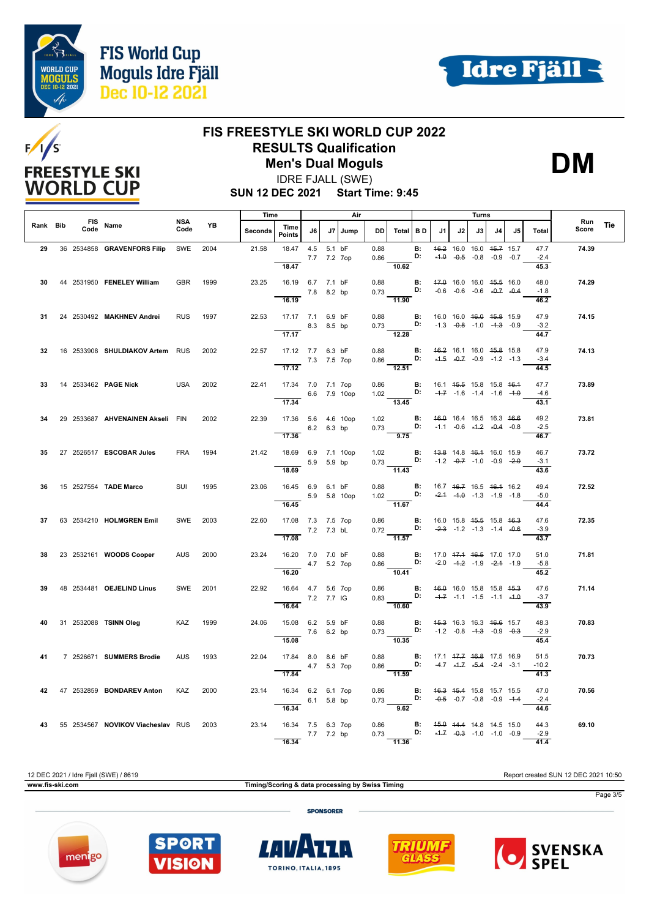# FIS World Cup Moguls Idre Fjäll Dec 10-12 2021

## FIS FREESTYLE SKI WORLD CUP 2022
## RESULTS Qualification
## Men's Dual Moguls

**DM**

IDRE FJALL (SWE)

**SUN 12 DEC 2021 Start Time: 9:45**

| Rank | Bib | FIS Code | Name | NSA Code | YB | Seconds | Time Points | J6 | J7 | Jump | DD | Total | B D | J1 | J2 | J3 | J4 | J5 | Total | Run Score | Tie |
|---|---|---|---|---|---|---|---|---|---|---|---|---|---|---|---|---|---|---|---|---|---|
| 29 | 36 | 2534858 | **GRAVENFORS Filip** | SWE | 2004 | 21.58 | 18.47 | 4.5 | 5.1 | bF | 0.88 | | B: | ~~16.2~~ | 16.0 | 16.0 | ~~15.7~~ | 15.7 | 47.7 | **74.39** | |
| | | | | | | | | 7.7 | 7.2 | 7op | 0.86 | | D: | ~~-1.0~~ | ~~-0.5~~ | -0.8 | -0.9 | -0.7 | -2.4 | | |
| | | | | | | | 18.47 | | | | | 10.62 | | | | | | | 45.3 | | |
| 30 | 44 | 2531950 | **FENELEY William** | GBR | 1999 | 23.25 | 16.19 | 6.7 | 7.1 | bF | 0.88 | | B: | ~~17.0~~ | 16.0 | 16.0 | ~~15.5~~ | 16.0 | 48.0 | **74.29** | |
| | | | | | | | | 7.8 | 8.2 | bp | 0.73 | | D: | -0.6 | -0.6 | -0.6 | ~~-0.7~~ | ~~-0.4~~ | -1.8 | | |
| | | | | | | | 16.19 | | | | | 11.90 | | | | | | | 46.2 | | |
| 31 | 24 | 2530492 | **MAKHNEV Andrei** | RUS | 1997 | 22.53 | 17.17 | 7.1 | 6.9 | bF | 0.88 | | B: | 16.0 | 16.0 | ~~16.0~~ | ~~15.8~~ | 15.9 | 47.9 | **74.15** | |
| | | | | | | | | 8.3 | 8.5 | bp | 0.73 | | D: | -1.3 | ~~-0.8~~ | -1.0 | ~~-1.3~~ | -0.9 | -3.2 | | |
| | | | | | | | 17.17 | | | | | 12.28 | | | | | | | 44.7 | | |
| 32 | 16 | 2533908 | **SHULDIAKOV Artem** | RUS | 2002 | 22.57 | 17.12 | 7.7 | 6.3 | bF | 0.88 | | B: | ~~16.2~~ | 16.1 | 16.0 | ~~15.8~~ | 15.8 | 47.9 | **74.13** | |
| | | | | | | | | 7.3 | 7.5 | 7op | 0.86 | | D: | ~~-1.5~~ | ~~-0.7~~ | -0.9 | -1.2 | -1.3 | -3.4 | | |
| | | | | | | | 17.12 | | | | | 12.51 | | | | | | | 44.5 | | |
| 33 | 14 | 2533462 | **PAGE Nick** | USA | 2002 | 22.41 | 17.34 | 7.0 | 7.1 | 7op | 0.86 | | B: | 16.1 | ~~15.5~~ | 15.8 | 15.8 | ~~16.1~~ | 47.7 | **73.89** | |
| | | | | | | | | 6.6 | 7.9 | 10op | 1.02 | | D: | ~~-1.7~~ | -1.6 | -1.4 | -1.6 | ~~-1.0~~ | -4.6 | | |
| | | | | | | | 17.34 | | | | | 13.45 | | | | | | | 43.1 | | |
| 34 | 29 | 2533687 | **AHVENAINEN Akseli** | FIN | 2002 | 22.39 | 17.36 | 5.6 | 4.6 | 10op | 1.02 | | B: | ~~16.0~~ | 16.4 | 16.5 | 16.3 | ~~16.6~~ | 49.2 | **73.81** | |
| | | | | | | | | 6.2 | 6.3 | bp | 0.73 | | D: | -1.1 | -0.6 | ~~-1.2~~ | ~~-0.4~~ | -0.8 | -2.5 | | |
| | | | | | | | 17.36 | | | | | 9.75 | | | | | | | 46.7 | | |
| 35 | 27 | 2526517 | **ESCOBAR Jules** | FRA | 1994 | 21.42 | 18.69 | 6.9 | 7.1 | 10op | 1.02 | | B: | ~~13.8~~ | 14.8 | ~~16.1~~ | 16.0 | 15.9 | 46.7 | **73.72** | |
| | | | | | | | | 5.9 | 5.9 | bp | 0.73 | | D: | -1.2 | ~~-0.7~~ | -1.0 | -0.9 | ~~-2.0~~ | -3.1 | | |
| | | | | | | | 18.69 | | | | | 11.43 | | | | | | | 43.6 | | |
| 36 | 15 | 2527554 | **TADE Marco** | SUI | 1995 | 23.06 | 16.45 | 6.9 | 6.1 | bF | 0.88 | | B: | 16.7 | ~~16.7~~ | 16.5 | ~~16.1~~ | 16.2 | 49.4 | **72.52** | |
| | | | | | | | | 5.9 | 5.8 | 10op | 1.02 | | D: | ~~-2.1~~ | ~~-1.0~~ | -1.3 | -1.9 | -1.8 | -5.0 | | |
| | | | | | | | 16.45 | | | | | 11.67 | | | | | | | 44.4 | | |
| 37 | 63 | 2534210 | **HOLMGREN Emil** | SWE | 2003 | 22.60 | 17.08 | 7.3 | 7.5 | 7op | 0.86 | | B: | 16.0 | 15.8 | ~~15.5~~ | 15.8 | ~~16.3~~ | 47.6 | **72.35** | |
| | | | | | | | | 7.2 | 7.3 | bL | 0.72 | | D: | ~~-2.3~~ | -1.2 | -1.3 | -1.4 | ~~-0.6~~ | -3.9 | | |
| | | | | | | | 17.08 | | | | | 11.57 | | | | | | | 43.7 | | |
| 38 | 23 | 2532161 | **WOODS Cooper** | AUS | 2000 | 23.24 | 16.20 | 7.0 | 7.0 | bF | 0.88 | | B: | 17.0 | ~~17.1~~ | ~~16.5~~ | 17.0 | 17.0 | 51.0 | **71.81** | |
| | | | | | | | | 4.7 | 5.2 | 7op | 0.86 | | D: | -2.0 | ~~-1.2~~ | -1.9 | ~~-2.1~~ | -1.9 | -5.8 | | |
| | | | | | | | 16.20 | | | | | 10.41 | | | | | | | 45.2 | | |
| 39 | 48 | 2534481 | **OEJELIND Linus** | SWE | 2001 | 22.92 | 16.64 | 4.7 | 5.6 | 7op | 0.86 | | B: | ~~16.0~~ | 16.0 | 15.8 | 15.8 | ~~15.3~~ | 47.6 | **71.14** | |
| | | | | | | | | 7.2 | 7.7 | IG | 0.83 | | D: | ~~-1.7~~ | -1.1 | -1.5 | -1.1 | ~~-1.0~~ | -3.7 | | |
| | | | | | | | 16.64 | | | | | 10.60 | | | | | | | 43.9 | | |
| 40 | 31 | 2532088 | **TSINN Oleg** | KAZ | 1999 | 24.06 | 15.08 | 6.2 | 5.9 | bF | 0.88 | | B: | ~~15.3~~ | 16.3 | 16.3 | ~~16.6~~ | 15.7 | 48.3 | **70.83** | |
| | | | | | | | | 7.6 | 6.2 | bp | 0.73 | | D: | -1.2 | -0.8 | ~~-1.3~~ | -0.9 | ~~-0.3~~ | -2.9 | | |
| | | | | | | | 15.08 | | | | | 10.35 | | | | | | | 45.4 | | |
| 41 | 7 | 2526671 | **SUMMERS Brodie** | AUS | 1993 | 22.04 | 17.84 | 8.0 | 8.6 | bF | 0.88 | | B: | 17.1 | ~~17.7~~ | ~~16.8~~ | 17.5 | 16.9 | 51.5 | **70.73** | |
| | | | | | | | | 4.7 | 5.3 | 7op | 0.86 | | D: | -4.7 | ~~-1.7~~ | ~~-5.4~~ | -2.4 | -3.1 | -10.2 | | |
| | | | | | | | 17.84 | | | | | 11.59 | | | | | | | 41.3 | | |
| 42 | 47 | 2532859 | **BONDAREV Anton** | KAZ | 2000 | 23.14 | 16.34 | 6.2 | 6.1 | 7op | 0.86 | | B: | ~~16.3~~ | ~~15.4~~ | 15.8 | 15.7 | 15.5 | 47.0 | **70.56** | |
| | | | | | | | | 6.1 | 5.8 | bp | 0.73 | | D: | ~~-0.5~~ | -0.7 | -0.8 | -0.9 | ~~-1.1~~ | -2.4 | | |
| | | | | | | | 16.34 | | | | | 9.62 | | | | | | | 44.6 | | |
| 43 | 55 | 2534567 | **NOVIKOV Viacheslav** | RUS | 2003 | 23.14 | 16.34 | 7.5 | 6.3 | 7op | 0.86 | | B: | ~~15.0~~ | ~~14.4~~ | 14.8 | 14.5 | 15.0 | 44.3 | **69.10** | |
| | | | | | | | | 7.7 | 7.2 | bp | 0.73 | | D: | ~~-1.7~~ | ~~-0.3~~ | -1.0 | -1.0 | -0.9 | -2.9 | | |
| | | | | | | | 16.34 | | | | | 11.36 | | | | | | | 41.4 | | |

12 DEC 2021 / Idre Fjall (SWE) / 8619 — Report created SUN 12 DEC 2021 10:50

www.fis-ski.com — Timing/Scoring & data processing by Swiss Timing

SPONSORER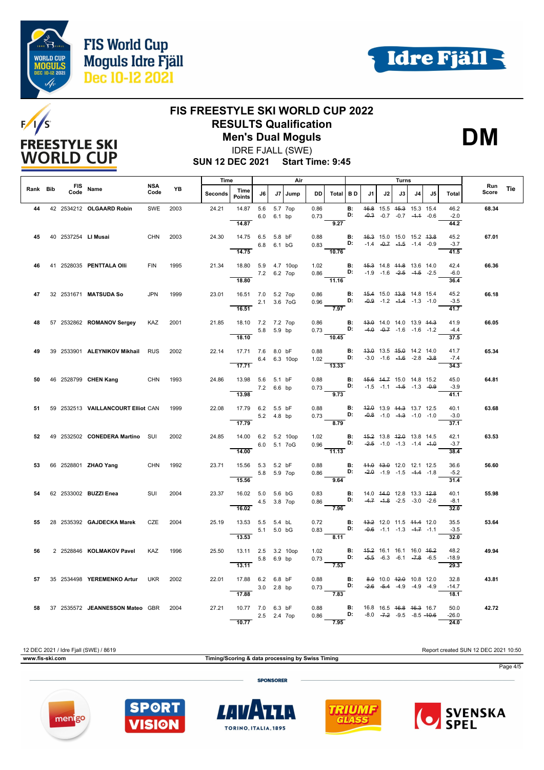# FIS FREESTYLE SKI WORLD CUP 2022

## RESULTS Qualification

## Men's Dual Moguls

IDRE FJALL (SWE)

**SUN 12 DEC 2021 Start Time: 9:45**

**DM**

| Rank | Bib | FIS Code | Name | NSA Code | YB | Seconds | Time Points | J6 | J7 | Jump | DD | Total | BD | J1 | J2 | J3 | J4 | J5 | Total | Run Score | Tie |
|---|---|---|---|---|---|---|---|---|---|---|---|---|---|---|---|---|---|---|---|---|---|
| 44 | 42 | 2534212 | OLGAARD Robin | SWE | 2003 | 24.21 | 14.87 | 5.6 | 5.7 | 7op | 0.86 | | B: | 16.8 | 15.5 | 15.3 | 15.3 | 15.4 | 46.2 | 68.34 | |
| | | | | | | | | 6.0 | 6.1 | bp | 0.73 | | D: | -0.3 | -0.7 | -0.7 | -1.1 | -0.6 | -2.0 | | |
| | | | | | | | 14.87 | | | | | 9.27 | | | | | | | 44.2 | | |
| 45 | 40 | 2537254 | LI Musai | CHN | 2003 | 24.30 | 14.75 | 6.5 | 5.8 | bF | 0.88 | | B: | 16.3 | 15.0 | 15.0 | 15.2 | 13.8 | 45.2 | 67.01 | |
| | | | | | | | | 6.8 | 6.1 | bG | 0.83 | | D: | -1.4 | -0.7 | -1.5 | -1.4 | -0.9 | -3.7 | | |
| | | | | | | | 14.75 | | | | | 10.76 | | | | | | | 41.5 | | |
| 46 | 41 | 2528035 | PENTTALA Olli | FIN | 1995 | 21.34 | 18.80 | 5.9 | 4.7 | 10op | 1.02 | | B: | 15.3 | 14.8 | 11.8 | 13.6 | 14.0 | 42.4 | 66.36 | |
| | | | | | | | | 7.2 | 6.2 | 7op | 0.86 | | D: | -1.9 | -1.6 | -2.5 | -1.5 | -2.5 | -6.0 | | |
| | | | | | | | 18.80 | | | | | 11.16 | | | | | | | 36.4 | | |
| 47 | 32 | 2531671 | MATSUDA So | JPN | 1999 | 23.01 | 16.51 | 7.0 | 5.2 | 7op | 0.86 | | B: | 15.4 | 15.0 | 13.8 | 14.8 | 15.4 | 45.2 | 66.18 | |
| | | | | | | | | 2.1 | 3.6 | 7oG | 0.96 | | D: | -0.9 | -1.2 | -1.4 | -1.3 | -1.0 | -3.5 | | |
| | | | | | | | 16.51 | | | | | 7.97 | | | | | | | 41.7 | | |
| 48 | 57 | 2532862 | ROMANOV Sergey | KAZ | 2001 | 21.85 | 18.10 | 7.2 | 7.2 | 7op | 0.86 | | B: | 13.0 | 14.0 | 14.0 | 13.9 | 14.3 | 41.9 | 66.05 | |
| | | | | | | | | 5.8 | 5.9 | bp | 0.73 | | D: | -4.0 | -0.7 | -1.6 | -1.6 | -1.2 | -4.4 | | |
| | | | | | | | 18.10 | | | | | 10.45 | | | | | | | 37.5 | | |
| 49 | 39 | 2533901 | ALEYNIKOV Mikhail | RUS | 2002 | 22.14 | 17.71 | 7.6 | 8.0 | bF | 0.88 | | B: | 13.0 | 13.5 | 15.0 | 14.2 | 14.0 | 41.7 | 65.34 | |
| | | | | | | | | 6.4 | 6.3 | 10op | 1.02 | | D: | -3.0 | -1.6 | -1.6 | -2.8 | -3.8 | -7.4 | | |
| | | | | | | | 17.71 | | | | | 13.33 | | | | | | | 34.3 | | |
| 50 | 46 | 2528799 | CHEN Kang | CHN | 1993 | 24.86 | 13.98 | 5.6 | 5.1 | bF | 0.88 | | B: | 15.6 | 14.7 | 15.0 | 14.8 | 15.2 | 45.0 | 64.81 | |
| | | | | | | | | 7.2 | 6.6 | bp | 0.73 | | D: | -1.5 | -1.1 | -1.5 | -1.3 | -0.9 | -3.9 | | |
| | | | | | | | 13.98 | | | | | 9.73 | | | | | | | 41.1 | | |
| 51 | 59 | 2532513 | VAILLANCOURT Elliot | CAN | 1999 | 22.08 | 17.79 | 6.2 | 5.5 | bF | 0.88 | | B: | 12.0 | 13.9 | 14.3 | 13.7 | 12.5 | 40.1 | 63.68 | |
| | | | | | | | | 5.2 | 4.8 | bp | 0.73 | | D: | -0.8 | -1.0 | -1.3 | -1.0 | -1.0 | -3.0 | | |
| | | | | | | | 17.79 | | | | | 8.79 | | | | | | | 37.1 | | |
| 52 | 49 | 2532502 | CONEDERA Martino | SUI | 2002 | 24.85 | 14.00 | 6.2 | 5.2 | 10op | 1.02 | | B: | 15.2 | 13.8 | 12.0 | 13.8 | 14.5 | 42.1 | 63.53 | |
| | | | | | | | | 6.0 | 5.1 | 7oG | 0.96 | | D: | -2.5 | -1.0 | -1.3 | -1.4 | -1.0 | -3.7 | | |
| | | | | | | | 14.00 | | | | | 11.13 | | | | | | | 38.4 | | |
| 53 | 66 | 2528801 | ZHAO Yang | CHN | 1992 | 23.71 | 15.56 | 5.3 | 5.2 | bF | 0.88 | | B: | 11.0 | 13.0 | 12.0 | 12.1 | 12.5 | 36.6 | 56.60 | |
| | | | | | | | | 5.8 | 5.9 | 7op | 0.86 | | D: | -2.0 | -1.9 | -1.5 | -1.1 | -1.8 | -5.2 | | |
| | | | | | | | 15.56 | | | | | 9.64 | | | | | | | 31.4 | | |
| 54 | 62 | 2533002 | BUZZI Enea | SUI | 2004 | 23.37 | 16.02 | 5.0 | 5.6 | bG | 0.83 | | B: | 14.0 | 14.0 | 12.8 | 13.3 | 12.8 | 40.1 | 55.98 | |
| | | | | | | | | 4.5 | 3.8 | 7op | 0.86 | | D: | -4.7 | -1.8 | -2.5 | -3.0 | -2.6 | -8.1 | | |
| | | | | | | | 16.02 | | | | | 7.96 | | | | | | | 32.0 | | |
| 55 | 28 | 2535392 | GAJDECKA Marek | CZE | 2004 | 25.19 | 13.53 | 5.5 | 5.4 | bL | 0.72 | | B: | 13.2 | 12.0 | 11.5 | 11.4 | 12.0 | 35.5 | 53.64 | |
| | | | | | | | | 5.1 | 5.0 | bG | 0.83 | | D: | -0.6 | -1.1 | -1.3 | -1.7 | -1.1 | -3.5 | | |
| | | | | | | | 13.53 | | | | | 8.11 | | | | | | | 32.0 | | |
| 56 | 2 | 2528846 | KOLMAKOV Pavel | KAZ | 1996 | 25.50 | 13.11 | 2.5 | 3.2 | 10op | 1.02 | | B: | 15.2 | 16.1 | 16.1 | 16.0 | 16.2 | 48.2 | 49.94 | |
| | | | | | | | | 5.8 | 6.9 | bp | 0.73 | | D: | -5.5 | -6.3 | -6.1 | -7.8 | -6.5 | -18.9 | | |
| | | | | | | | 13.11 | | | | | 7.53 | | | | | | | 29.3 | | |
| 57 | 35 | 2534498 | YEREMENKO Artur | UKR | 2002 | 22.01 | 17.88 | 6.2 | 6.8 | bF | 0.88 | | B: | 8.0 | 10.0 | 12.0 | 10.8 | 12.0 | 32.8 | 43.81 | |
| | | | | | | | | 3.0 | 2.8 | bp | 0.73 | | D: | -2.6 | -5.4 | -4.9 | -4.9 | -4.9 | -14.7 | | |
| | | | | | | | 17.88 | | | | | 7.83 | | | | | | | 18.1 | | |
| 58 | 37 | 2535572 | JEANNESSON Mateo | GBR | 2004 | 27.21 | 10.77 | 7.0 | 6.3 | bF | 0.88 | | B: | 16.8 | 16.5 | 16.8 | 16.3 | 16.7 | 50.0 | 42.72 | |
| | | | | | | | | 2.5 | 2.4 | 7op | 0.86 | | D: | -8.0 | -7.2 | -9.5 | -8.5 | -10.6 | -26.0 | | |
| | | | | | | | 10.77 | | | | | 7.95 | | | | | | | 24.0 | | |

12 DEC 2021 / Idre Fjall (SWE) / 8619 — Report created SUN 12 DEC 2021 10:50

www.fis-ski.com — Timing/Scoring & data processing by Swiss Timing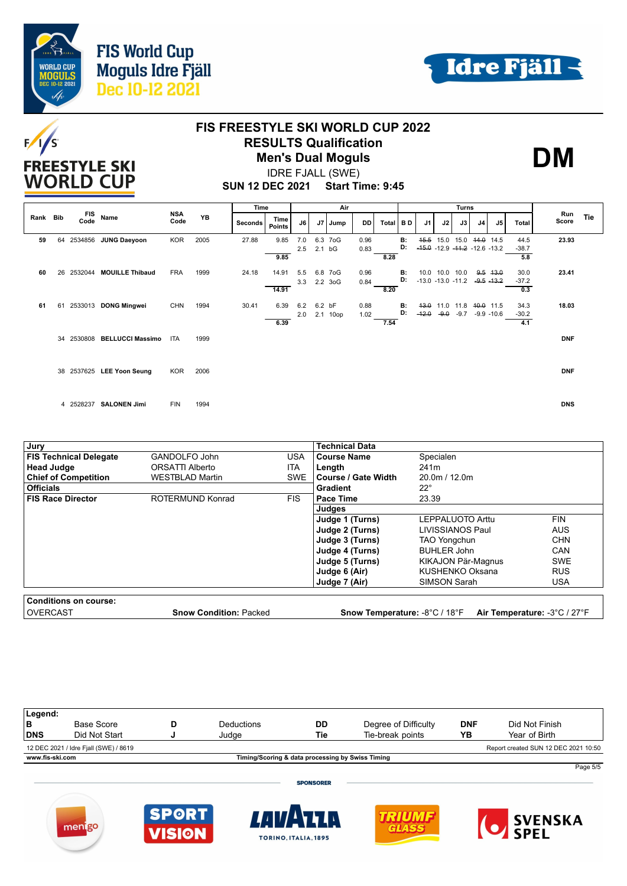# FIS World Cup Moguls Idre Fjäll Dec 10-12 2021

## FIS FREESTYLE SKI WORLD CUP 2022
## RESULTS Qualification
## Men's Dual Moguls

**DM**

IDRE FJALL (SWE)

**SUN 12 DEC 2021 Start Time: 9:45**

| Rank | Bib | FIS Code | Name | NSA Code | YB | Time Seconds | Time Points | Air J6 | Air J7 | Jump | DD | Air Total | B D | Turns J1 | J2 | J3 | J4 | J5 | Turns Total | Run Score | Tie |
|---|---|---|---|---|---|---|---|---|---|---|---|---|---|---|---|---|---|---|---|---|---|
| 59 | 64 | 2534856 | **JUNG Daeyoon** | KOR | 2005 | 27.88 | 9.85 | 7.0 / 2.5 | 6.3 / 2.1 | 7oG / bG | 0.96 / 0.83 | 8.28 | B: / D: | ~~15.5~~ / ~~-15.0~~ | 15.0 / -12.9 | 15.0 / ~~-11.2~~ | ~~14.0~~ / -12.6 | 14.5 / -13.2 | 44.5 / -38.7 / 5.8 | 23.93 | |
| | | | | | | | 9.85 | | | | | | | | | | | | | | |
| 60 | 26 | 2532044 | **MOUILLE Thibaud** | FRA | 1999 | 24.18 | 14.91 | 5.5 / 3.3 | 6.8 / 2.2 | 7oG / 3oG | 0.96 / 0.84 | 8.20 | B: / D: | 10.0 / -13.0 | 10.0 / -13.0 | 10.0 / -11.2 | ~~9.5~~ / ~~-9.5~~ | ~~13.0~~ / ~~-13.2~~ | 30.0 / -37.2 / 0.3 | 23.41 | |
| | | | | | | | 14.91 | | | | | | | | | | | | | | |
| 61 | 61 | 2533013 | **DONG Mingwei** | CHN | 1994 | 30.41 | 6.39 | 6.2 / 2.0 | 6.2 / 2.1 | bF / 10op | 0.88 / 1.02 | 7.54 | B: / D: | ~~13.0~~ / ~~-12.0~~ | 11.0 / ~~-9.0~~ | 11.8 / -9.7 | ~~10.0~~ / -9.9 | 11.5 / -10.6 | 34.3 / -30.2 / 4.1 | 18.03 | |
| | | | | | | | 6.39 | | | | | | | | | | | | | | |
| | 34 | 2530808 | **BELLUCCI Massimo** | ITA | 1999 | | | | | | | | | | | | | | | DNF | |
| | 38 | 2537625 | **LEE Yoon Seung** | KOR | 2006 | | | | | | | | | | | | | | | DNF | |
| | 4 | 2528237 | **SALONEN Jimi** | FIN | 1994 | | | | | | | | | | | | | | | DNS | |

| Jury | | |
|---|---|---|
| **FIS Technical Delegate** | GANDOLFO John | USA |
| **Head Judge** | ORSATTI Alberto | ITA |
| **Chief of Competition** | WESTBLAD Martin | SWE |
| **Officials** | | |
| **FIS Race Director** | ROTERMUND Konrad | FIS |

| Technical Data | | |
|---|---|---|
| **Course Name** | Specialen | |
| **Length** | 241m | |
| **Course / Gate Width** | 20.0m / 12.0m | |
| **Gradient** | 22° | |
| **Pace Time** | 23.39 | |
| **Judges** | | |
| **Judge 1 (Turns)** | LEPPALUOTO Arttu | FIN |
| **Judge 2 (Turns)** | LIVISSIANOS Paul | AUS |
| **Judge 3 (Turns)** | TAO Yongchun | CHN |
| **Judge 4 (Turns)** | BUHLER John | CAN |
| **Judge 5 (Turns)** | KIKAJON Pär-Magnus | SWE |
| **Judge 6 (Air)** | KUSHENKO Oksana | RUS |
| **Judge 7 (Air)** | SIMSON Sarah | USA |

**Conditions on course:**
OVERCAST | **Snow Condition:** Packed | **Snow Temperature:** -8°C / 18°F | **Air Temperature:** -3°C / 27°F

| Legend: | | | | | | | |
|---|---|---|---|---|---|---|---|
| **B** | Base Score | **D** | Deductions | **DD** | Degree of Difficulty | **DNF** | Did Not Finish |
| **DNS** | Did Not Start | **J** | Judge | **Tie** | Tie-break points | **YB** | Year of Birth |

12 DEC 2021 / Idre Fjall (SWE) / 8619 — Report created SUN 12 DEC 2021 10:50

www.fis-ski.com — Timing/Scoring & data processing by Swiss Timing

SPONSORER